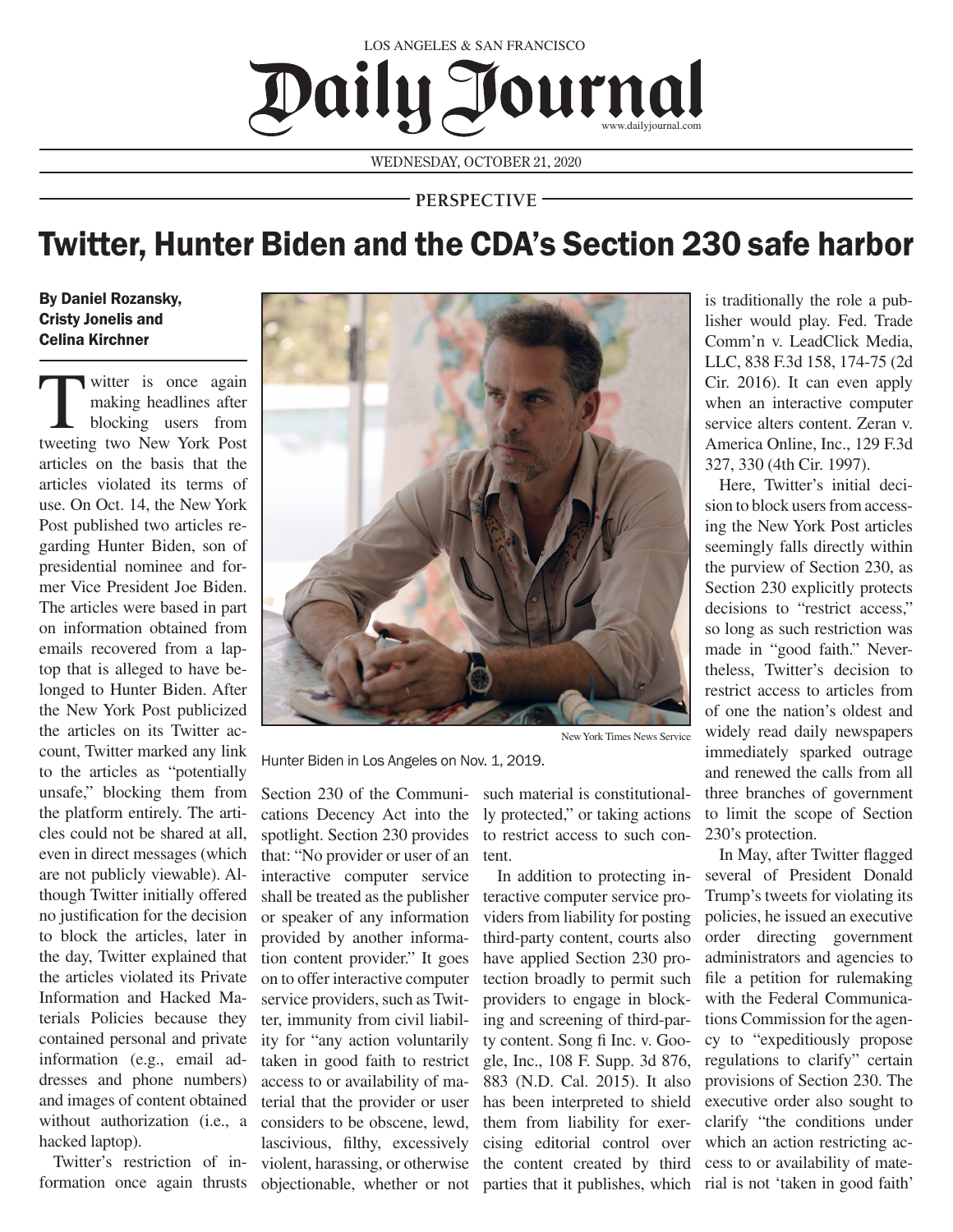LOS ANGELES & SAN FRANCISCO

# Daily Journal

www.dailyjournal.com

WEDNESDAY, OCTOBER 21, 2020

PERSPECTIVE

## Twitter, Hunter Biden and the CDA's Section 230 safe harbor

**By Daniel Rozansky, Cristy Jonelis and Celina Kirchner**

Twitter is once again making headlines after blocking users from tweeting two New York Post articles on the basis that the articles violated its terms of use. On Oct. 14, the New York Post published two articles regarding Hunter Biden, son of presidential nominee and former Vice President Joe Biden. The articles were based in part on information obtained from emails recovered from a laptop that is alleged to have belonged to Hunter Biden. After the New York Post publicized the articles on its Twitter account, Twitter marked any link to the articles as "potentially unsafe," blocking them from the platform entirely. The articles could not be shared at all, even in direct messages (which are not publicly viewable). Although Twitter initially offered no justification for the decision to block the articles, later in the day, Twitter explained that the articles violated its Private Information and Hacked Materials Policies because they contained personal and private information (e.g., email addresses and phone numbers) and images of content obtained without authorization (i.e., a hacked laptop).

New York Times News Service

Hunter Biden in Los Angeles on Nov. 1, 2019.

Twitter's restriction of information once again thrusts Section 230 of the Communications Decency Act into the spotlight. Section 230 provides that: "No provider or user of an interactive computer service shall be treated as the publisher or speaker of any information provided by another information content provider." It goes on to offer interactive computer service providers, such as Twitter, immunity from civil liability for "any action voluntarily taken in good faith to restrict access to or availability of material that the provider or user considers to be obscene, lewd, lascivious, filthy, excessively violent, harassing, or otherwise objectionable, whether or not such material is constitutionally protected," or taking actions to restrict access to such content.

In addition to protecting interactive computer service providers from liability for posting third-party content, courts also have applied Section 230 protection broadly to permit such providers to engage in blocking and screening of third-party content. Song fi Inc. v. Google, Inc., 108 F. Supp. 3d 876, 883 (N.D. Cal. 2015). It also has been interpreted to shield them from liability for exercising editorial control over the content created by third parties that it publishes, which is traditionally the role a publisher would play. Fed. Trade Comm'n v. LeadClick Media, LLC, 838 F.3d 158, 174-75 (2d Cir. 2016). It can even apply when an interactive computer service alters content. Zeran v. America Online, Inc., 129 F.3d 327, 330 (4th Cir. 1997).

Here, Twitter's initial decision to block users from accessing the New York Post articles seemingly falls directly within the purview of Section 230, as Section 230 explicitly protects decisions to "restrict access," so long as such restriction was made in "good faith." Nevertheless, Twitter's decision to restrict access to articles from of one the nation's oldest and widely read daily newspapers immediately sparked outrage and renewed the calls from all three branches of government to limit the scope of Section 230's protection.

In May, after Twitter flagged several of President Donald Trump's tweets for violating its policies, he issued an executive order directing government administrators and agencies to file a petition for rulemaking with the Federal Communications Commission for the agency to "expeditiously propose regulations to clarify" certain provisions of Section 230. The executive order also sought to clarify "the conditions under which an action restricting access to or availability of material is not 'taken in good faith'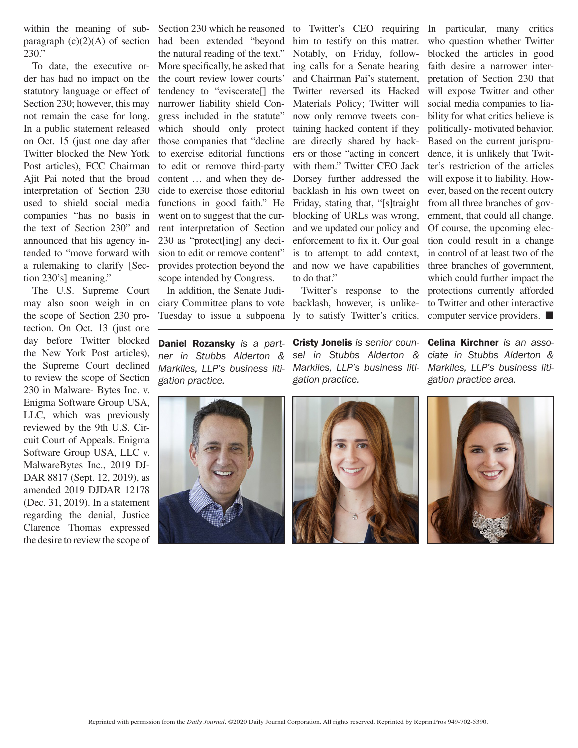within the meaning of subparagraph (c)(2)(A) of section 230."

To date, the executive order has had no impact on the statutory language or effect of Section 230; however, this may not remain the case for long. In a public statement released on Oct. 15 (just one day after Twitter blocked the New York Post articles), FCC Chairman Ajit Pai noted that the broad interpretation of Section 230 used to shield social media companies "has no basis in the text of Section 230" and announced that his agency intended to "move forward with a rulemaking to clarify [Section 230's] meaning."

The U.S. Supreme Court may also soon weigh in on the scope of Section 230 protection. On Oct. 13 (just one day before Twitter blocked the New York Post articles), the Supreme Court declined to review the scope of Section 230 in Malware- Bytes Inc. v. Enigma Software Group USA, LLC, which was previously reviewed by the 9th U.S. Circuit Court of Appeals. Enigma Software Group USA, LLC v. MalwareBytes Inc., 2019 DJDAR 8817 (Sept. 12, 2019), as amended 2019 DJDAR 12178 (Dec. 31, 2019). In a statement regarding the denial, Justice Clarence Thomas expressed the desire to review the scope of Section 230 which he reasoned had been extended "beyond the natural reading of the text." More specifically, he asked that the court review lower courts' tendency to "eviscerate[] the narrower liability shield Congress included in the statute" which should only protect those companies that "decline to exercise editorial functions to edit or remove third-party content … and when they decide to exercise those editorial functions in good faith." He went on to suggest that the current interpretation of Section 230 as "protect[ing] any decision to edit or remove content" provides protection beyond the scope intended by Congress.

In addition, the Senate Judiciary Committee plans to vote Tuesday to issue a subpoena to Twitter's CEO requiring him to testify on this matter. Notably, on Friday, following calls for a Senate hearing and Chairman Pai's statement, Twitter reversed its Hacked Materials Policy; Twitter will now only remove tweets containing hacked content if they are directly shared by hackers or those "acting in concert with them." Twitter CEO Jack Dorsey further addressed the backlash in his own tweet on Friday, stating that, "[s]traight blocking of URLs was wrong, and we updated our policy and enforcement to fix it. Our goal is to attempt to add context, and now we have capabilities to do that."

Twitter's response to the backlash, however, is unlikely to satisfy Twitter's critics. In particular, many critics who question whether Twitter blocked the articles in good faith desire a narrower interpretation of Section 230 that will expose Twitter and other social media companies to liability for what critics believe is politically- motivated behavior. Based on the current jurisprudence, it is unlikely that Twitter's restriction of the articles will expose it to liability. However, based on the recent outcry from all three branches of government, that could all change. Of course, the upcoming election could result in a change in control of at least two of the three branches of government, which could further impact the protections currently afforded to Twitter and other interactive computer service providers. ■

---

**Daniel Rozansky** *is a partner in Stubbs Alderton & Markiles, LLP's business litigation practice.*

**Cristy Jonelis** *is senior counsel in Stubbs Alderton & Markiles, LLP's business litigation practice.*

**Celina Kirchner** *is an associate in Stubbs Alderton & Markiles, LLP's business litigation practice area.*

Reprinted with permission from the *Daily Journal*. ©2020 Daily Journal Corporation. All rights reserved. Reprinted by ReprintPros 949-702-5390.